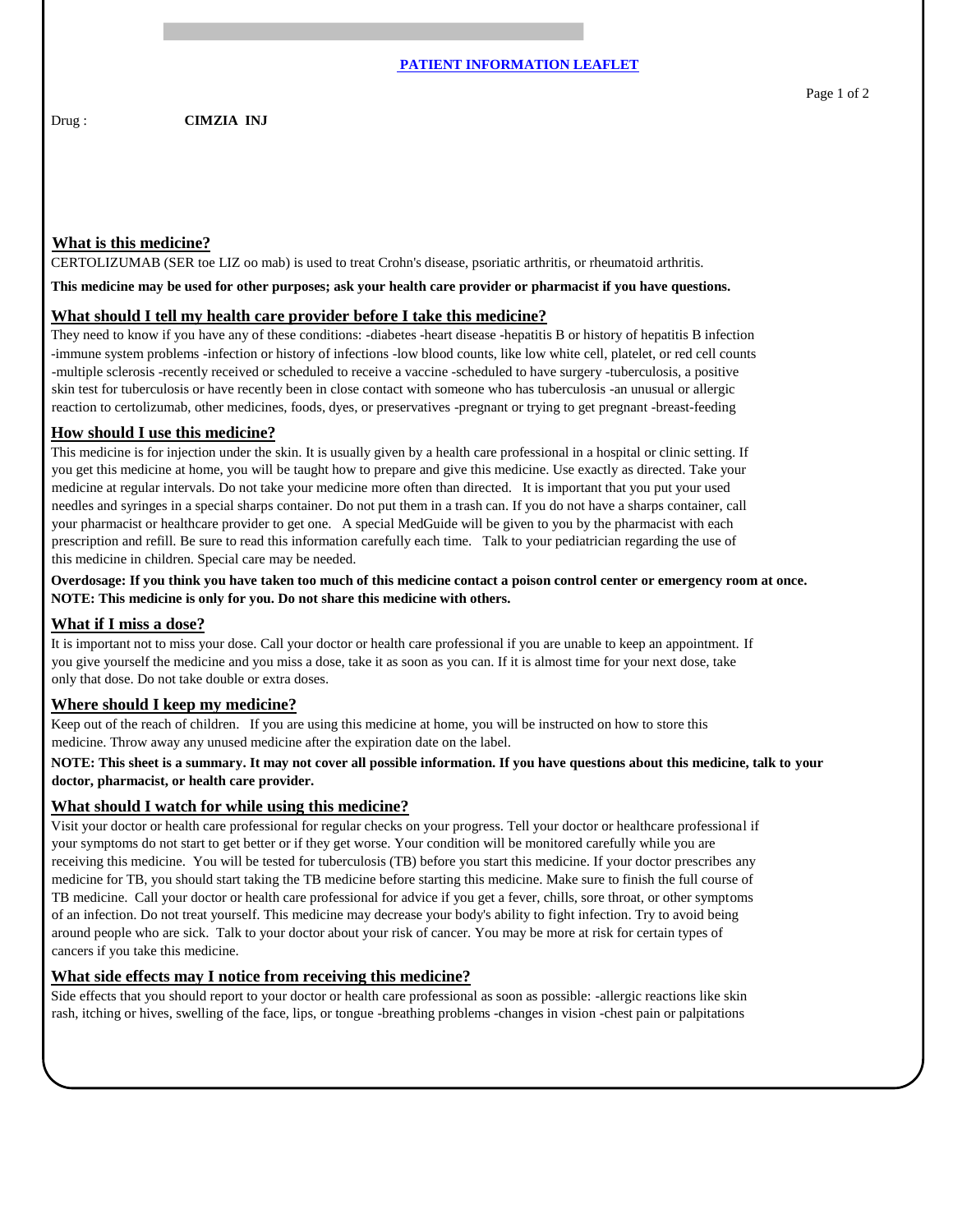## PATIENT INFORMATION LEAFLET

Drug : **CIMZIA INJ**

## What is this medicine?

CERTOLIZUMAB (SER toe LIZ oo mab) is used to treat Crohn's disease, psoriatic arthritis, or rheumatoid arthritis.

**This medicine may be used for other purposes; ask your health care provider or pharmacist if you have questions.**

## What should I tell my health care provider before I take this medicine?

They need to know if you have any of these conditions: -diabetes -heart disease -hepatitis B or history of hepatitis B infection -immune system problems -infection or history of infections -low blood counts, like low white cell, platelet, or red cell counts -multiple sclerosis -recently received or scheduled to receive a vaccine -scheduled to have surgery -tuberculosis, a positive skin test for tuberculosis or have recently been in close contact with someone who has tuberculosis -an unusual or allergic reaction to certolizumab, other medicines, foods, dyes, or preservatives -pregnant or trying to get pregnant -breast-feeding

## How should I use this medicine?

This medicine is for injection under the skin. It is usually given by a health care professional in a hospital or clinic setting. If you get this medicine at home, you will be taught how to prepare and give this medicine. Use exactly as directed. Take your medicine at regular intervals. Do not take your medicine more often than directed. It is important that you put your used needles and syringes in a special sharps container. Do not put them in a trash can. If you do not have a sharps container, call your pharmacist or healthcare provider to get one. A special MedGuide will be given to you by the pharmacist with each prescription and refill. Be sure to read this information carefully each time. Talk to your pediatrician regarding the use of this medicine in children. Special care may be needed.

**Overdosage: If you think you have taken too much of this medicine contact a poison control center or emergency room at once.**
**NOTE: This medicine is only for you. Do not share this medicine with others.**

## What if I miss a dose?

It is important not to miss your dose. Call your doctor or health care professional if you are unable to keep an appointment. If you give yourself the medicine and you miss a dose, take it as soon as you can. If it is almost time for your next dose, take only that dose. Do not take double or extra doses.

## Where should I keep my medicine?

Keep out of the reach of children. If you are using this medicine at home, you will be instructed on how to store this medicine. Throw away any unused medicine after the expiration date on the label.

**NOTE: This sheet is a summary. It may not cover all possible information. If you have questions about this medicine, talk to your doctor, pharmacist, or health care provider.**

## What should I watch for while using this medicine?

Visit your doctor or health care professional for regular checks on your progress. Tell your doctor or healthcare professional if your symptoms do not start to get better or if they get worse. Your condition will be monitored carefully while you are receiving this medicine. You will be tested for tuberculosis (TB) before you start this medicine. If your doctor prescribes any medicine for TB, you should start taking the TB medicine before starting this medicine. Make sure to finish the full course of TB medicine. Call your doctor or health care professional for advice if you get a fever, chills, sore throat, or other symptoms of an infection. Do not treat yourself. This medicine may decrease your body's ability to fight infection. Try to avoid being around people who are sick. Talk to your doctor about your risk of cancer. You may be more at risk for certain types of cancers if you take this medicine.

## What side effects may I notice from receiving this medicine?

Side effects that you should report to your doctor or health care professional as soon as possible: -allergic reactions like skin rash, itching or hives, swelling of the face, lips, or tongue -breathing problems -changes in vision -chest pain or palpitations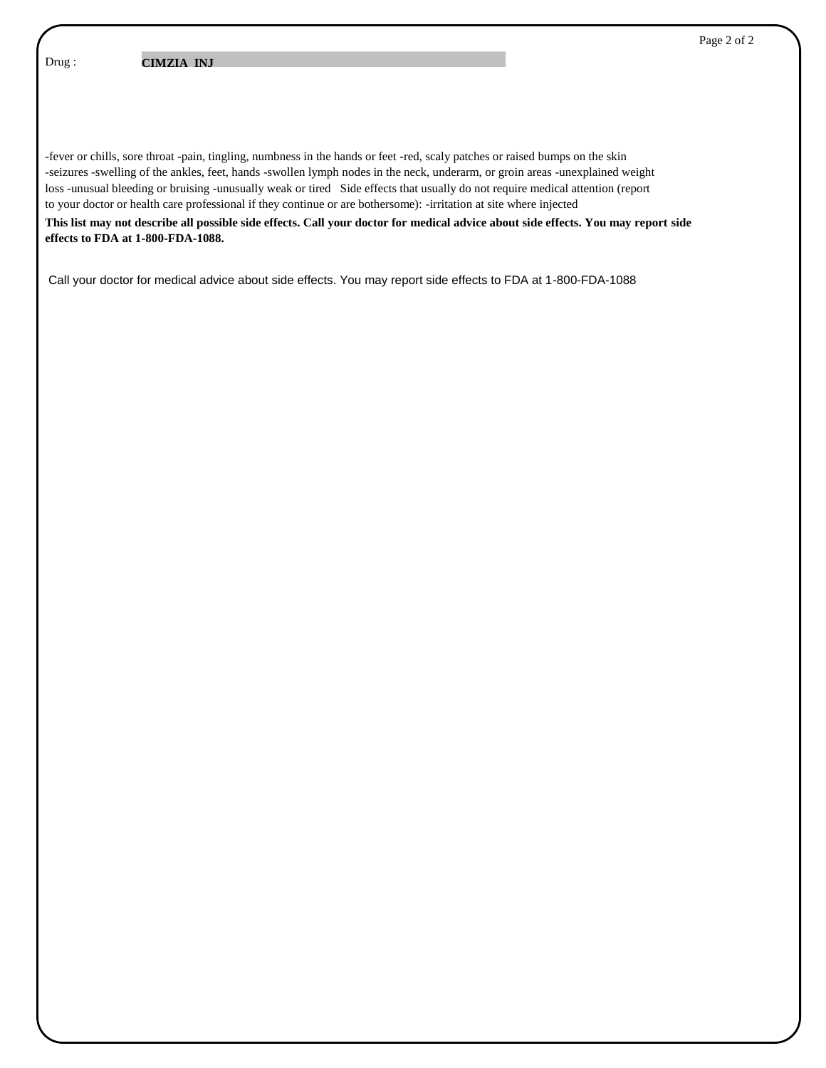Drug : **CIMZIA INJ**

-fever or chills, sore throat -pain, tingling, numbness in the hands or feet -red, scaly patches or raised bumps on the skin -seizures -swelling of the ankles, feet, hands -swollen lymph nodes in the neck, underarm, or groin areas -unexplained weight loss -unusual bleeding or bruising -unusually weak or tired Side effects that usually do not require medical attention (report to your doctor or health care professional if they continue or are bothersome): -irritation at site where injected

**This list may not describe all possible side effects. Call your doctor for medical advice about side effects. You may report side effects to FDA at 1-800-FDA-1088.**

Call your doctor for medical advice about side effects. You may report side effects to FDA at 1-800-FDA-1088